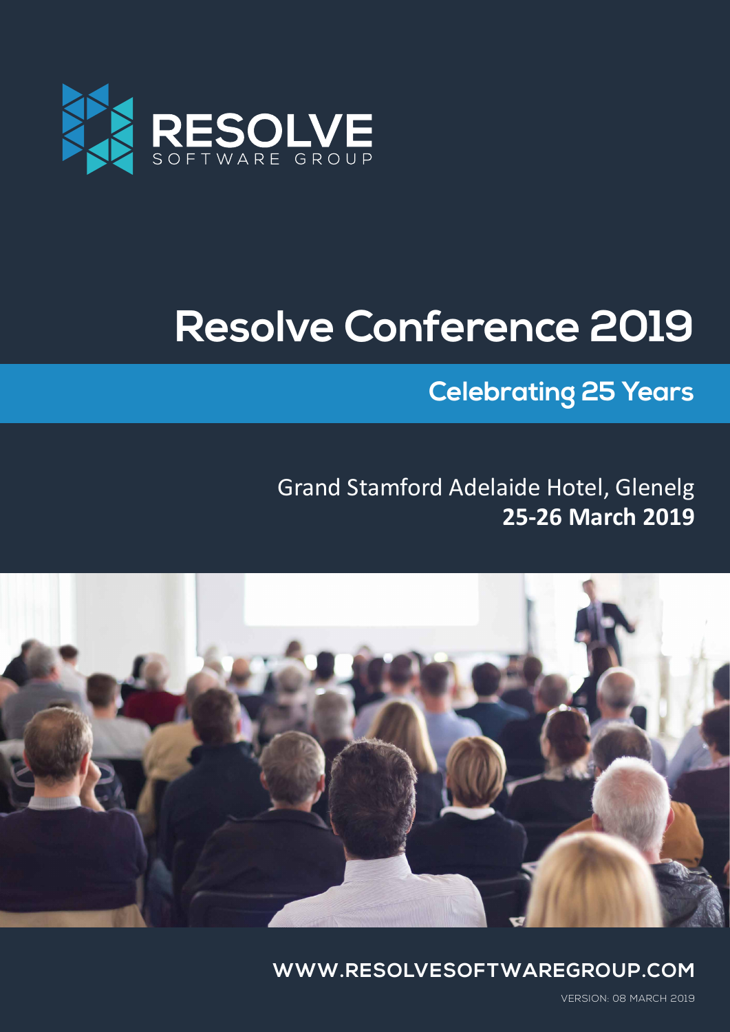RESOLVE
SOFTWARE GROUP

# Resolve Conference 2019

## Celebrating 25 Years

Grand Stamford Adelaide Hotel, Glenelg
**25-26 March 2019**

WWW.RESOLVESOFTWAREGROUP.COM

VERSION: 08 MARCH 2019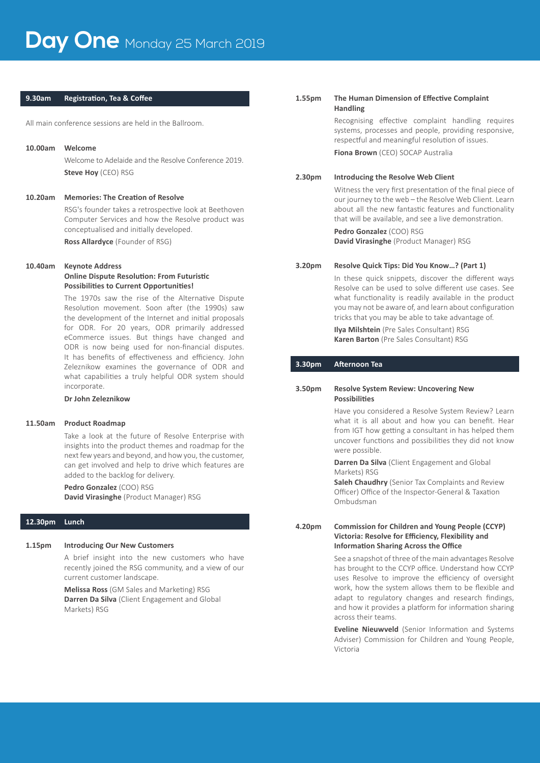# Day One Monday 25 March 2019

**9.30am Registration, Tea & Coffee**

All main conference sessions are held in the Ballroom.

**10.00am Welcome**

Welcome to Adelaide and the Resolve Conference 2019.

**Steve Hoy** (CEO) RSG

**10.20am Memories: The Creation of Resolve**

RSG's founder takes a retrospective look at Beethoven Computer Services and how the Resolve product was conceptualised and initially developed.

**Ross Allardyce** (Founder of RSG)

**10.40am Keynote Address**
**Online Dispute Resolution: From Futuristic Possibilities to Current Opportunities!**

The 1970s saw the rise of the Alternative Dispute Resolution movement. Soon after (the 1990s) saw the development of the Internet and initial proposals for ODR. For 20 years, ODR primarily addressed eCommerce issues. But things have changed and ODR is now being used for non-financial disputes. It has benefits of effectiveness and efficiency. John Zeleznikow examines the governance of ODR and what capabilities a truly helpful ODR system should incorporate.

**Dr John Zeleznikow**

**11.50am Product Roadmap**

Take a look at the future of Resolve Enterprise with insights into the product themes and roadmap for the next few years and beyond, and how you, the customer, can get involved and help to drive which features are added to the backlog for delivery.

**Pedro Gonzalez** (COO) RSG
**David Virasinghe** (Product Manager) RSG

**12.30pm Lunch**

**1.15pm Introducing Our New Customers**

A brief insight into the new customers who have recently joined the RSG community, and a view of our current customer landscape.

**Melissa Ross** (GM Sales and Marketing) RSG
**Darren Da Silva** (Client Engagement and Global Markets) RSG

**1.55pm The Human Dimension of Effective Complaint Handling**

Recognising effective complaint handling requires systems, processes and people, providing responsive, respectful and meaningful resolution of issues.

**Fiona Brown** (CEO) SOCAP Australia

**2.30pm Introducing the Resolve Web Client**

Witness the very first presentation of the final piece of our journey to the web – the Resolve Web Client. Learn about all the new fantastic features and functionality that will be available, and see a live demonstration.

**Pedro Gonzalez** (COO) RSG
**David Virasinghe** (Product Manager) RSG

**3.20pm Resolve Quick Tips: Did You Know...? (Part 1)**

In these quick snippets, discover the different ways Resolve can be used to solve different use cases. See what functionality is readily available in the product you may not be aware of, and learn about configuration tricks that you may be able to take advantage of.

**Ilya Milshtein** (Pre Sales Consultant) RSG
**Karen Barton** (Pre Sales Consultant) RSG

**3.30pm Afternoon Tea**

**3.50pm Resolve System Review: Uncovering New Possibilities**

Have you considered a Resolve System Review? Learn what it is all about and how you can benefit. Hear from IGT how getting a consultant in has helped them uncover functions and possibilities they did not know were possible.

**Darren Da Silva** (Client Engagement and Global Markets) RSG
**Saleh Chaudhry** (Senior Tax Complaints and Review Officer) Office of the Inspector-General & Taxation Ombudsman

**4.20pm Commission for Children and Young People (CCYP) Victoria: Resolve for Efficiency, Flexibility and Information Sharing Across the Office**

See a snapshot of three of the main advantages Resolve has brought to the CCYP office. Understand how CCYP uses Resolve to improve the efficiency of oversight work, how the system allows them to be flexible and adapt to regulatory changes and research findings, and how it provides a platform for information sharing across their teams.

**Eveline Nieuwveld** (Senior Information and Systems Adviser) Commission for Children and Young People, Victoria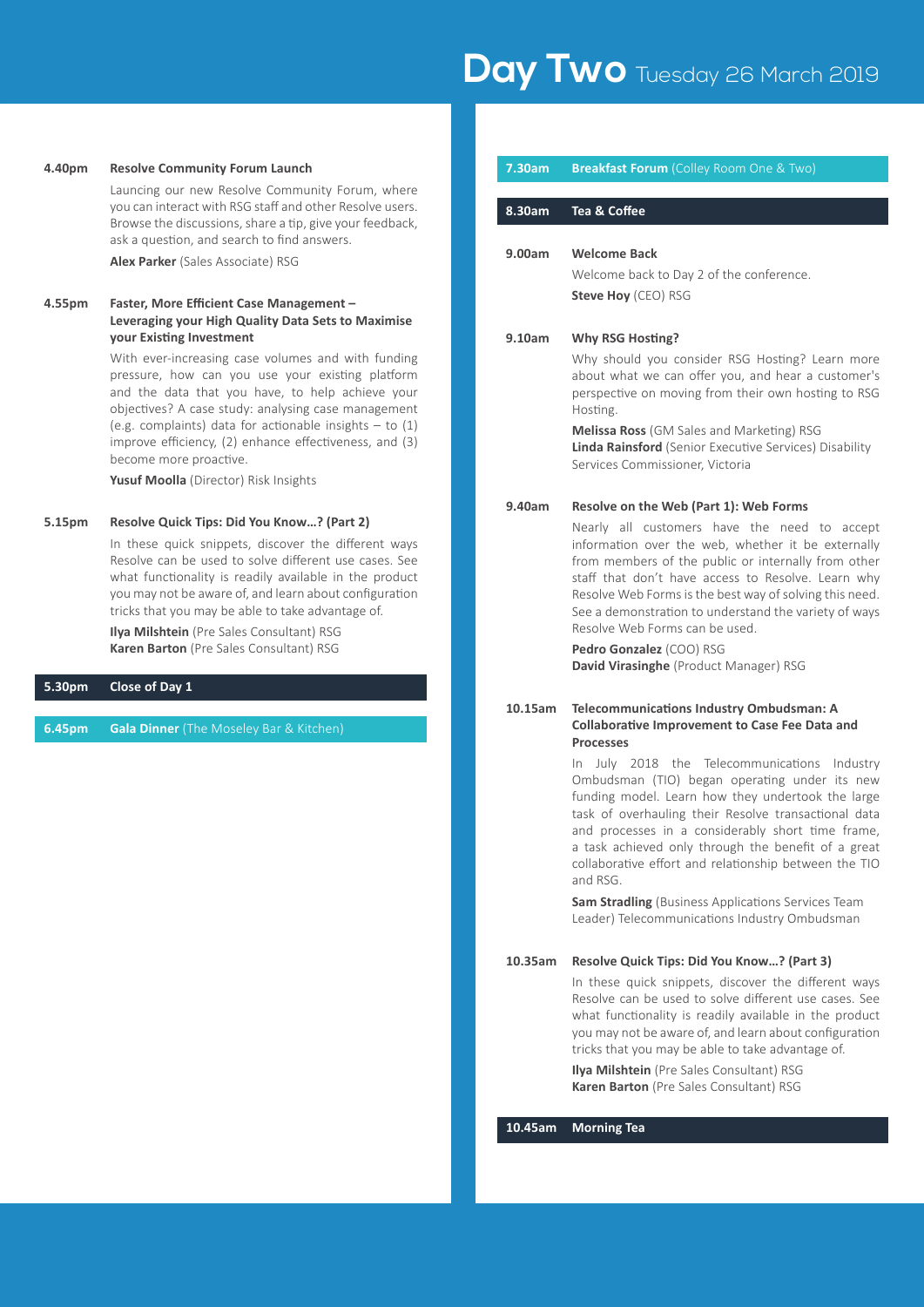**4.40pm** **Resolve Community Forum Launch**

Launcing our new Resolve Community Forum, where you can interact with RSG staff and other Resolve users. Browse the discussions, share a tip, give your feedback, ask a question, and search to find answers.

**Alex Parker** (Sales Associate) RSG

**4.55pm** **Faster, More Efficient Case Management – Leveraging your High Quality Data Sets to Maximise your Existing Investment**

With ever-increasing case volumes and with funding pressure, how can you use your existing platform and the data that you have, to help achieve your objectives? A case study: analysing case management (e.g. complaints) data for actionable insights – to (1) improve efficiency, (2) enhance effectiveness, and (3) become more proactive.

**Yusuf Moolla** (Director) Risk Insights

**5.15pm** **Resolve Quick Tips: Did You Know…? (Part 2)**

In these quick snippets, discover the different ways Resolve can be used to solve different use cases. See what functionality is readily available in the product you may not be aware of, and learn about configuration tricks that you may be able to take advantage of.

**Ilya Milshtein** (Pre Sales Consultant) RSG
**Karen Barton** (Pre Sales Consultant) RSG

**5.30pm** **Close of Day 1**

**6.45pm** **Gala Dinner** (The Moseley Bar & Kitchen)

# Day Two Tuesday 26 March 2019

**7.30am** **Breakfast Forum** (Colley Room One & Two)

**8.30am** **Tea & Coffee**

**9.00am** **Welcome Back**

Welcome back to Day 2 of the conference.

**Steve Hoy** (CEO) RSG

**9.10am** **Why RSG Hosting?**

Why should you consider RSG Hosting? Learn more about what we can offer you, and hear a customer's perspective on moving from their own hosting to RSG Hosting.

**Melissa Ross** (GM Sales and Marketing) RSG
**Linda Rainsford** (Senior Executive Services) Disability Services Commissioner, Victoria

**9.40am** **Resolve on the Web (Part 1): Web Forms**

Nearly all customers have the need to accept information over the web, whether it be externally from members of the public or internally from other staff that don't have access to Resolve. Learn why Resolve Web Forms is the best way of solving this need. See a demonstration to understand the variety of ways Resolve Web Forms can be used.

**Pedro Gonzalez** (COO) RSG
**David Virasinghe** (Product Manager) RSG

**10.15am** **Telecommunications Industry Ombudsman: A Collaborative Improvement to Case Fee Data and Processes**

In July 2018 the Telecommunications Industry Ombudsman (TIO) began operating under its new funding model. Learn how they undertook the large task of overhauling their Resolve transactional data and processes in a considerably short time frame, a task achieved only through the benefit of a great collaborative effort and relationship between the TIO and RSG.

**Sam Stradling** (Business Applications Services Team Leader) Telecommunications Industry Ombudsman

**10.35am** **Resolve Quick Tips: Did You Know…? (Part 3)**

In these quick snippets, discover the different ways Resolve can be used to solve different use cases. See what functionality is readily available in the product you may not be aware of, and learn about configuration tricks that you may be able to take advantage of.

**Ilya Milshtein** (Pre Sales Consultant) RSG
**Karen Barton** (Pre Sales Consultant) RSG

**10.45am** **Morning Tea**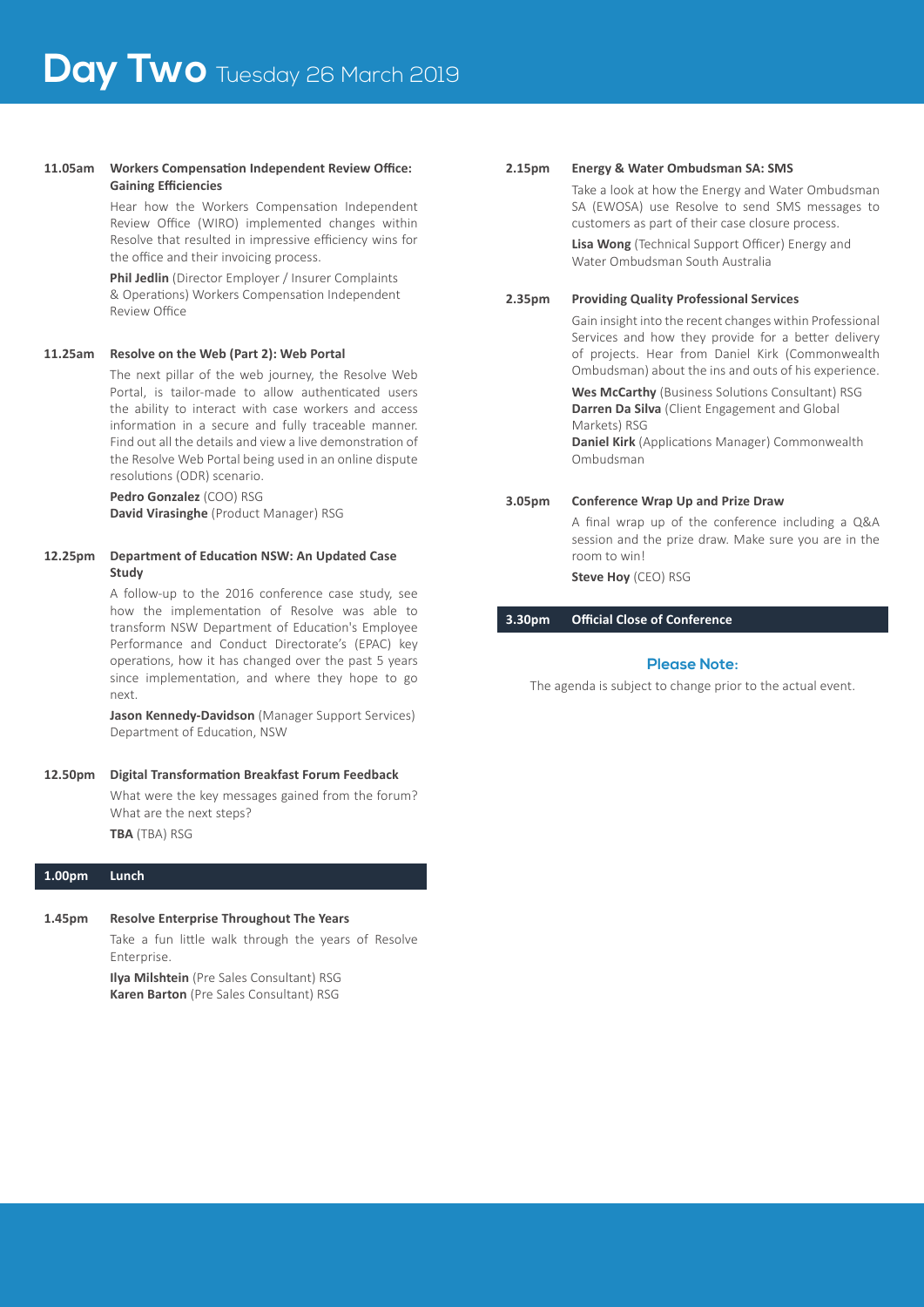# Day Two Tuesday 26 March 2019

**11.05am** **Workers Compensation Independent Review Office: Gaining Efficiencies**

Hear how the Workers Compensation Independent Review Office (WIRO) implemented changes within Resolve that resulted in impressive efficiency wins for the office and their invoicing process.

**Phil Jedlin** (Director Employer / Insurer Complaints & Operations) Workers Compensation Independent Review Office

**11.25am** **Resolve on the Web (Part 2): Web Portal**

The next pillar of the web journey, the Resolve Web Portal, is tailor-made to allow authenticated users the ability to interact with case workers and access information in a secure and fully traceable manner. Find out all the details and view a live demonstration of the Resolve Web Portal being used in an online dispute resolutions (ODR) scenario.

**Pedro Gonzalez** (COO) RSG
**David Virasinghe** (Product Manager) RSG

**12.25pm** **Department of Education NSW: An Updated Case Study**

A follow-up to the 2016 conference case study, see how the implementation of Resolve was able to transform NSW Department of Education's Employee Performance and Conduct Directorate's (EPAC) key operations, how it has changed over the past 5 years since implementation, and where they hope to go next.

**Jason Kennedy-Davidson** (Manager Support Services) Department of Education, NSW

**12.50pm** **Digital Transformation Breakfast Forum Feedback**

What were the key messages gained from the forum? What are the next steps?

**TBA** (TBA) RSG

**1.00pm** **Lunch**

**1.45pm** **Resolve Enterprise Throughout The Years**

Take a fun little walk through the years of Resolve Enterprise.

**Ilya Milshtein** (Pre Sales Consultant) RSG
**Karen Barton** (Pre Sales Consultant) RSG

**2.15pm** **Energy & Water Ombudsman SA: SMS**

Take a look at how the Energy and Water Ombudsman SA (EWOSA) use Resolve to send SMS messages to customers as part of their case closure process.

**Lisa Wong** (Technical Support Officer) Energy and Water Ombudsman South Australia

**2.35pm** **Providing Quality Professional Services**

Gain insight into the recent changes within Professional Services and how they provide for a better delivery of projects. Hear from Daniel Kirk (Commonwealth Ombudsman) about the ins and outs of his experience.

**Wes McCarthy** (Business Solutions Consultant) RSG
**Darren Da Silva** (Client Engagement and Global Markets) RSG
**Daniel Kirk** (Applications Manager) Commonwealth Ombudsman

**3.05pm** **Conference Wrap Up and Prize Draw**

A final wrap up of the conference including a Q&A session and the prize draw. Make sure you are in the room to win!

**Steve Hoy** (CEO) RSG

**3.30pm** **Official Close of Conference**

### Please Note:

The agenda is subject to change prior to the actual event.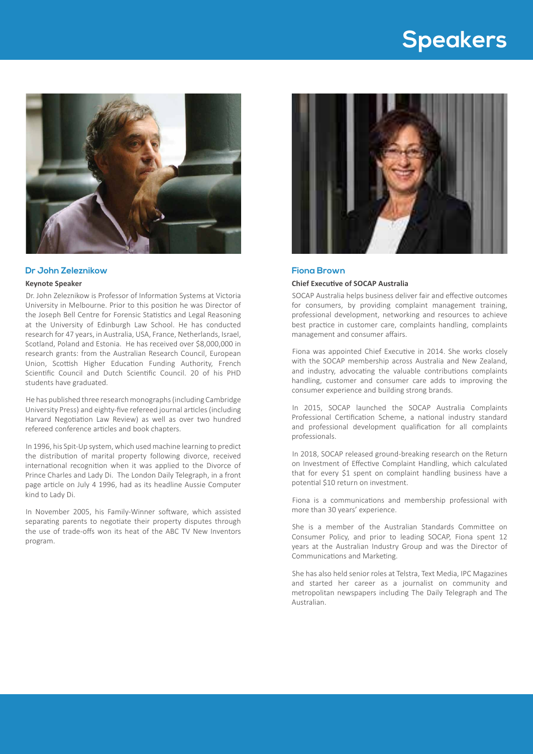# Speakers

## Dr John Zeleznikow

**Keynote Speaker**

Dr. John Zeleznikow is Professor of Information Systems at Victoria University in Melbourne. Prior to this position he was Director of the Joseph Bell Centre for Forensic Statistics and Legal Reasoning at the University of Edinburgh Law School. He has conducted research for 47 years, in Australia, USA, France, Netherlands, Israel, Scotland, Poland and Estonia. He has received over $8,000,000 in research grants: from the Australian Research Council, European Union, Scottish Higher Education Funding Authority, French Scientific Council and Dutch Scientific Council. 20 of his PHD students have graduated.

He has published three research monographs (including Cambridge University Press) and eighty-five refereed journal articles (including Harvard Negotiation Law Review) as well as over two hundred refereed conference articles and book chapters.

In 1996, his Spit-Up system, which used machine learning to predict the distribution of marital property following divorce, received international recognition when it was applied to the Divorce of Prince Charles and Lady Di. The London Daily Telegraph, in a front page article on July 4 1996, had as its headline Aussie Computer kind to Lady Di.

In November 2005, his Family-Winner software, which assisted separating parents to negotiate their property disputes through the use of trade-offs won its heat of the ABC TV New Inventors program.

## Fiona Brown

**Chief Executive of SOCAP Australia**

SOCAP Australia helps business deliver fair and effective outcomes for consumers, by providing complaint management training, professional development, networking and resources to achieve best practice in customer care, complaints handling, complaints management and consumer affairs.

Fiona was appointed Chief Executive in 2014. She works closely with the SOCAP membership across Australia and New Zealand, and industry, advocating the valuable contributions complaints handling, customer and consumer care adds to improving the consumer experience and building strong brands.

In 2015, SOCAP launched the SOCAP Australia Complaints Professional Certification Scheme, a national industry standard and professional development qualification for all complaints professionals.

In 2018, SOCAP released ground-breaking research on the Return on Investment of Effective Complaint Handling, which calculated that for every $1 spent on complaint handling business have a potential $10 return on investment.

Fiona is a communications and membership professional with more than 30 years' experience.

She is a member of the Australian Standards Committee on Consumer Policy, and prior to leading SOCAP, Fiona spent 12 years at the Australian Industry Group and was the Director of Communications and Marketing.

She has also held senior roles at Telstra, Text Media, IPC Magazines and started her career as a journalist on community and metropolitan newspapers including The Daily Telegraph and The Australian.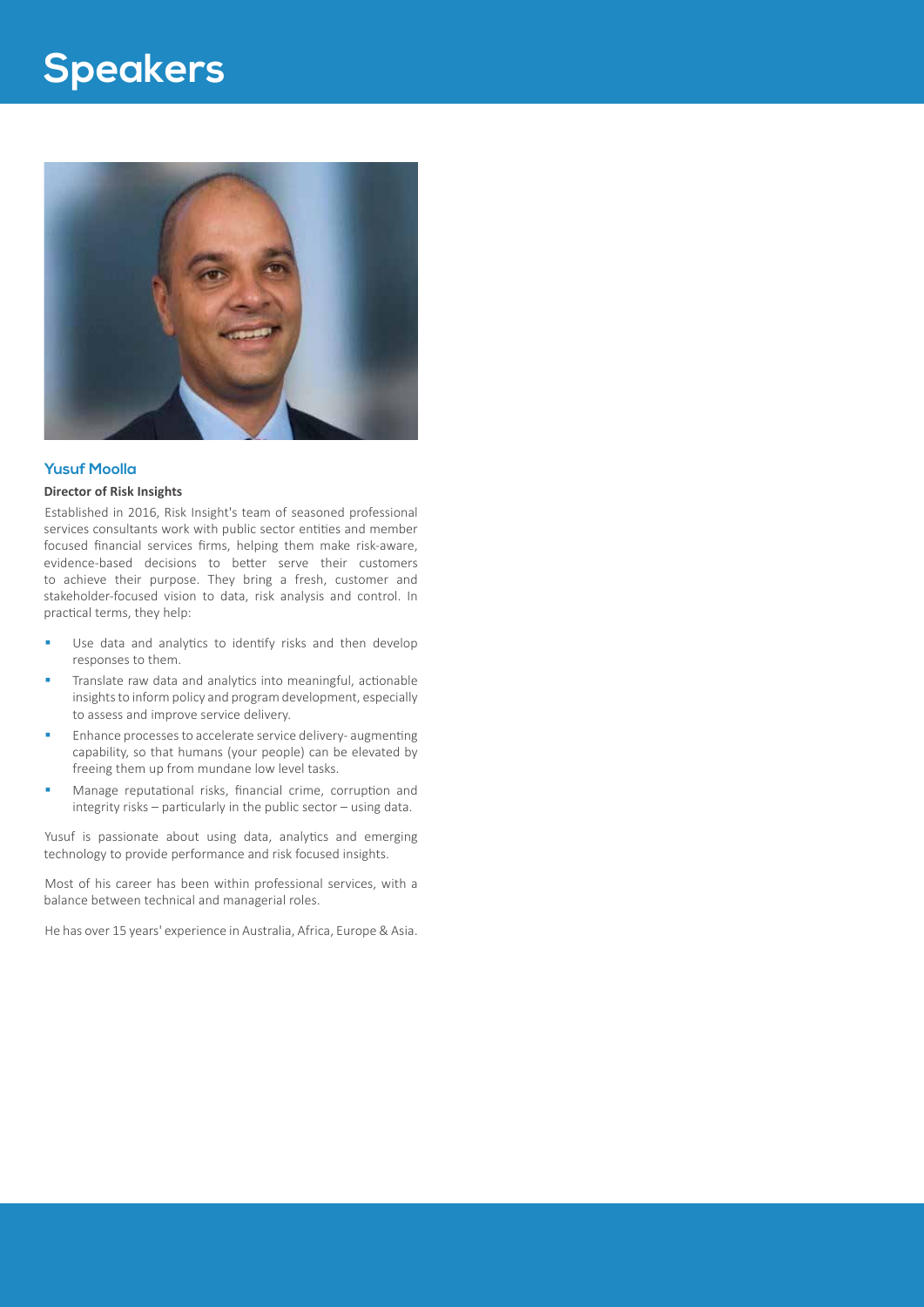# Speakers

## Yusuf Moolla

**Director of Risk Insights**

Established in 2016, Risk Insight's team of seasoned professional services consultants work with public sector entities and member focused financial services firms, helping them make risk-aware, evidence-based decisions to better serve their customers to achieve their purpose. They bring a fresh, customer and stakeholder-focused vision to data, risk analysis and control. In practical terms, they help:

- Use data and analytics to identify risks and then develop responses to them.
- Translate raw data and analytics into meaningful, actionable insights to inform policy and program development, especially to assess and improve service delivery.
- Enhance processes to accelerate service delivery- augmenting capability, so that humans (your people) can be elevated by freeing them up from mundane low level tasks.
- Manage reputational risks, financial crime, corruption and integrity risks – particularly in the public sector – using data.

Yusuf is passionate about using data, analytics and emerging technology to provide performance and risk focused insights.

Most of his career has been within professional services, with a balance between technical and managerial roles.

He has over 15 years' experience in Australia, Africa, Europe & Asia.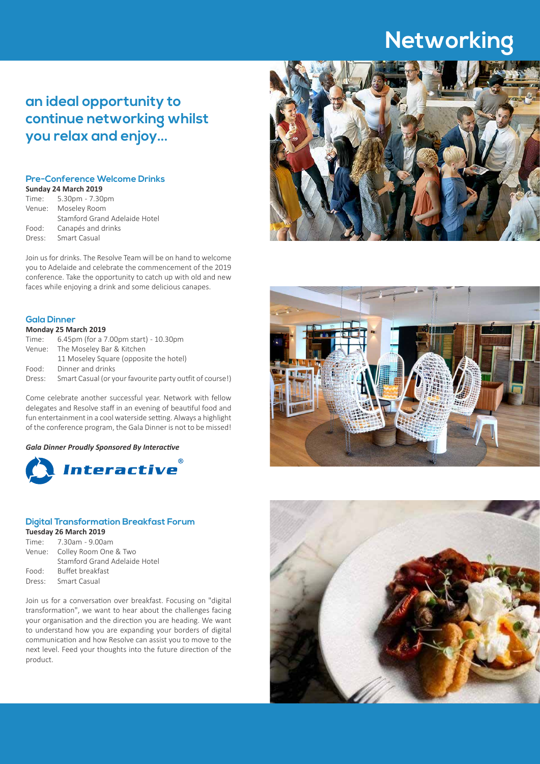# Networking

## an ideal opportunity to continue networking whilst you relax and enjoy...

### Pre-Conference Welcome Drinks

**Sunday 24 March 2019**

| | |
|---|---|
| Time: | 5.30pm - 7.30pm |
| Venue: | Moseley Room<br>Stamford Grand Adelaide Hotel |
| Food: | Canapés and drinks |
| Dress: | Smart Casual |

Join us for drinks. The Resolve Team will be on hand to welcome you to Adelaide and celebrate the commencement of the 2019 conference. Take the opportunity to catch up with old and new faces while enjoying a drink and some delicious canapes.

### Gala Dinner

**Monday 25 March 2019**

| | |
|---|---|
| Time: | 6.45pm (for a 7.00pm start) - 10.30pm |
| Venue: | The Moseley Bar & Kitchen<br>11 Moseley Square (opposite the hotel) |
| Food: | Dinner and drinks |
| Dress: | Smart Casual (or your favourite party outfit of course!) |

Come celebrate another successful year. Network with fellow delegates and Resolve staff in an evening of beautiful food and fun entertainment in a cool waterside setting. Always a highlight of the conference program, the Gala Dinner is not to be missed!

***Gala Dinner Proudly Sponsored By Interactive***

Interactive®

### Digital Transformation Breakfast Forum

**Tuesday 26 March 2019**

| | |
|---|---|
| Time: | 7.30am - 9.00am |
| Venue: | Colley Room One & Two<br>Stamford Grand Adelaide Hotel |
| Food: | Buffet breakfast |
| Dress: | Smart Casual |

Join us for a conversation over breakfast. Focusing on "digital transformation", we want to hear about the challenges facing your organisation and the direction you are heading. We want to understand how you are expanding your borders of digital communication and how Resolve can assist you to move to the next level. Feed your thoughts into the future direction of the product.